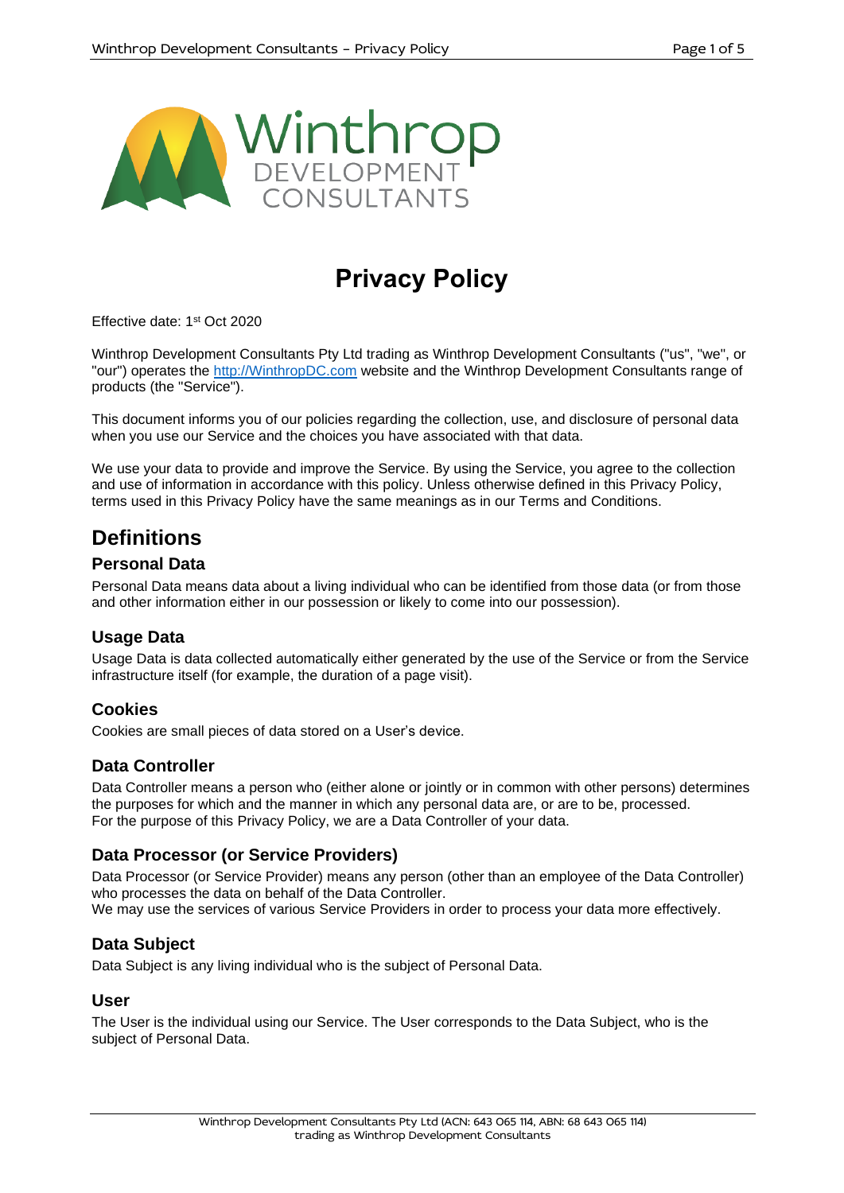# Privacy Policy

Effective date: 1st Oct 2020

Winthrop Development Consultants Pty Ltd trading as Winthrop Development Consultants ("us", "we", or "our") operates the http://WinthropDC.com website and the Winthrop Development Consultants range of products (the "Service").

This document informs you of our policies regarding the collection, use, and disclosure of personal data when you use our Service and the choices you have associated with that data.

We use your data to provide and improve the Service. By using the Service, you agree to the collection and use of information in accordance with this policy. Unless otherwise defined in this Privacy Policy, terms used in this Privacy Policy have the same meanings as in our Terms and Conditions.

## Definitions

### Personal Data

Personal Data means data about a living individual who can be identified from those data (or from those and other information either in our possession or likely to come into our possession).

### Usage Data

Usage Data is data collected automatically either generated by the use of the Service or from the Service infrastructure itself (for example, the duration of a page visit).

### Cookies

Cookies are small pieces of data stored on a User's device.

### Data Controller

Data Controller means a person who (either alone or jointly or in common with other persons) determines the purposes for which and the manner in which any personal data are, or are to be, processed.
For the purpose of this Privacy Policy, we are a Data Controller of your data.

### Data Processor (or Service Providers)

Data Processor (or Service Provider) means any person (other than an employee of the Data Controller) who processes the data on behalf of the Data Controller.
We may use the services of various Service Providers in order to process your data more effectively.

### Data Subject

Data Subject is any living individual who is the subject of Personal Data.

### User

The User is the individual using our Service. The User corresponds to the Data Subject, who is the subject of Personal Data.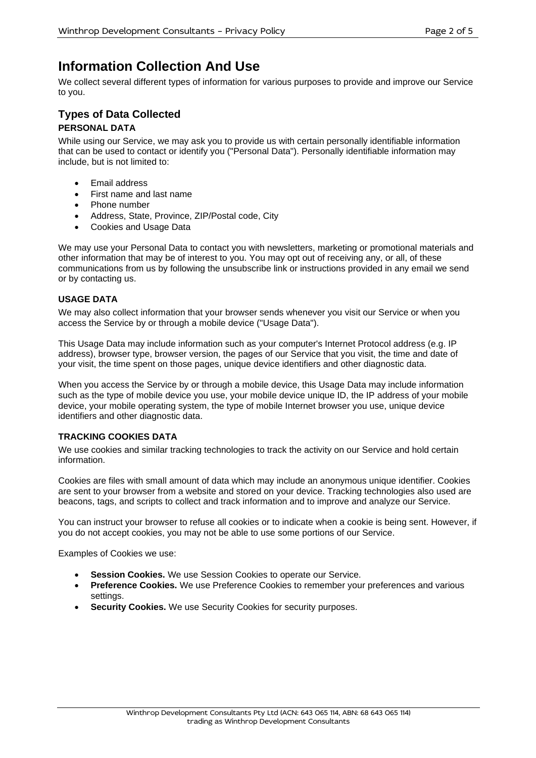# Information Collection And Use

We collect several different types of information for various purposes to provide and improve our Service to you.

## Types of Data Collected

### PERSONAL DATA

While using our Service, we may ask you to provide us with certain personally identifiable information that can be used to contact or identify you ("Personal Data"). Personally identifiable information may include, but is not limited to:

- Email address
- First name and last name
- Phone number
- Address, State, Province, ZIP/Postal code, City
- Cookies and Usage Data

We may use your Personal Data to contact you with newsletters, marketing or promotional materials and other information that may be of interest to you. You may opt out of receiving any, or all, of these communications from us by following the unsubscribe link or instructions provided in any email we send or by contacting us.

### USAGE DATA

We may also collect information that your browser sends whenever you visit our Service or when you access the Service by or through a mobile device ("Usage Data").

This Usage Data may include information such as your computer's Internet Protocol address (e.g. IP address), browser type, browser version, the pages of our Service that you visit, the time and date of your visit, the time spent on those pages, unique device identifiers and other diagnostic data.

When you access the Service by or through a mobile device, this Usage Data may include information such as the type of mobile device you use, your mobile device unique ID, the IP address of your mobile device, your mobile operating system, the type of mobile Internet browser you use, unique device identifiers and other diagnostic data.

### TRACKING COOKIES DATA

We use cookies and similar tracking technologies to track the activity on our Service and hold certain information.

Cookies are files with small amount of data which may include an anonymous unique identifier. Cookies are sent to your browser from a website and stored on your device. Tracking technologies also used are beacons, tags, and scripts to collect and track information and to improve and analyze our Service.

You can instruct your browser to refuse all cookies or to indicate when a cookie is being sent. However, if you do not accept cookies, you may not be able to use some portions of our Service.

Examples of Cookies we use:

- **Session Cookies.** We use Session Cookies to operate our Service.
- **Preference Cookies.** We use Preference Cookies to remember your preferences and various settings.
- **Security Cookies.** We use Security Cookies for security purposes.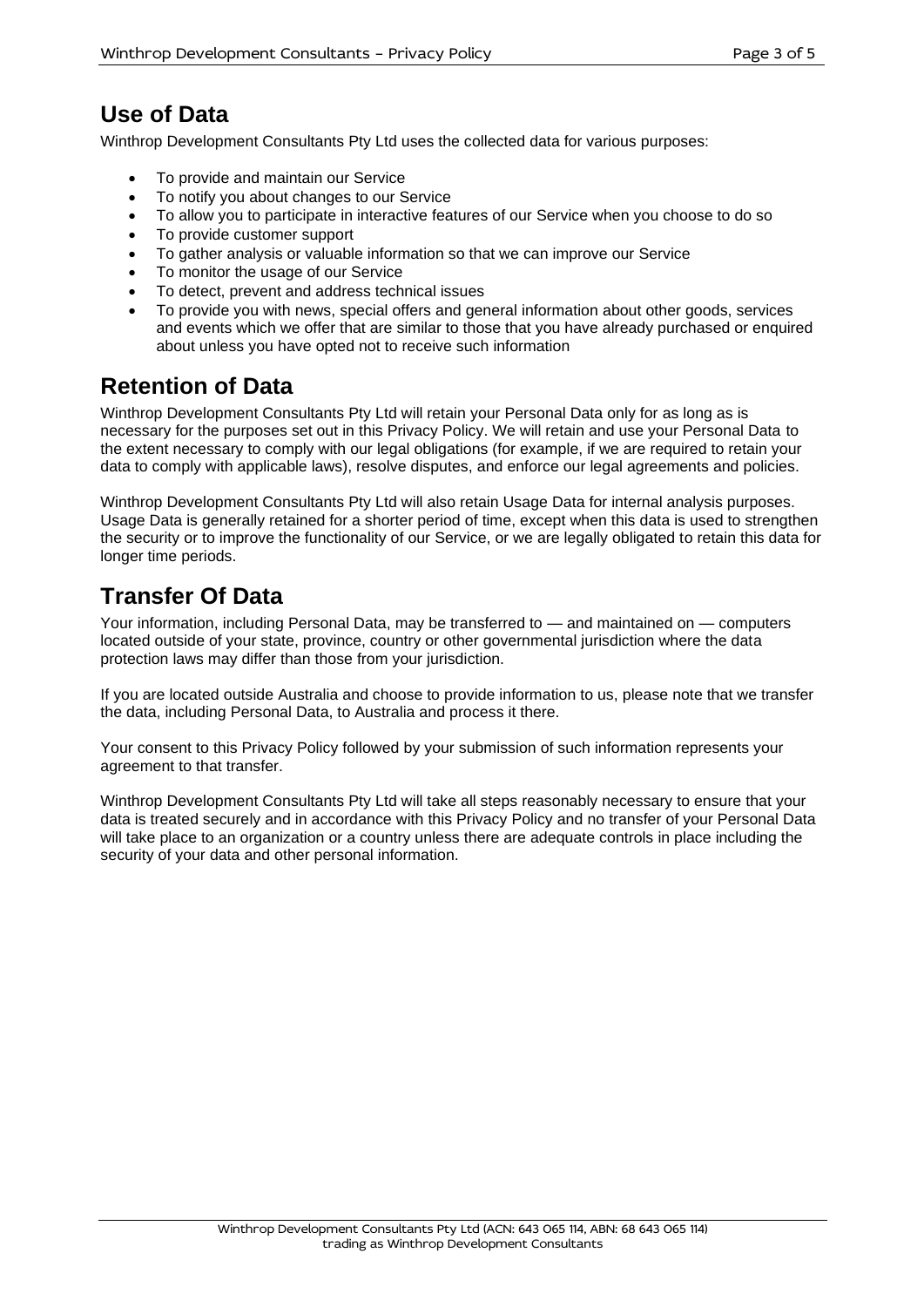## Use of Data

Winthrop Development Consultants Pty Ltd uses the collected data for various purposes:

- To provide and maintain our Service
- To notify you about changes to our Service
- To allow you to participate in interactive features of our Service when you choose to do so
- To provide customer support
- To gather analysis or valuable information so that we can improve our Service
- To monitor the usage of our Service
- To detect, prevent and address technical issues
- To provide you with news, special offers and general information about other goods, services and events which we offer that are similar to those that you have already purchased or enquired about unless you have opted not to receive such information

## Retention of Data

Winthrop Development Consultants Pty Ltd will retain your Personal Data only for as long as is necessary for the purposes set out in this Privacy Policy. We will retain and use your Personal Data to the extent necessary to comply with our legal obligations (for example, if we are required to retain your data to comply with applicable laws), resolve disputes, and enforce our legal agreements and policies.

Winthrop Development Consultants Pty Ltd will also retain Usage Data for internal analysis purposes. Usage Data is generally retained for a shorter period of time, except when this data is used to strengthen the security or to improve the functionality of our Service, or we are legally obligated to retain this data for longer time periods.

## Transfer Of Data

Your information, including Personal Data, may be transferred to — and maintained on — computers located outside of your state, province, country or other governmental jurisdiction where the data protection laws may differ than those from your jurisdiction.

If you are located outside Australia and choose to provide information to us, please note that we transfer the data, including Personal Data, to Australia and process it there.

Your consent to this Privacy Policy followed by your submission of such information represents your agreement to that transfer.

Winthrop Development Consultants Pty Ltd will take all steps reasonably necessary to ensure that your data is treated securely and in accordance with this Privacy Policy and no transfer of your Personal Data will take place to an organization or a country unless there are adequate controls in place including the security of your data and other personal information.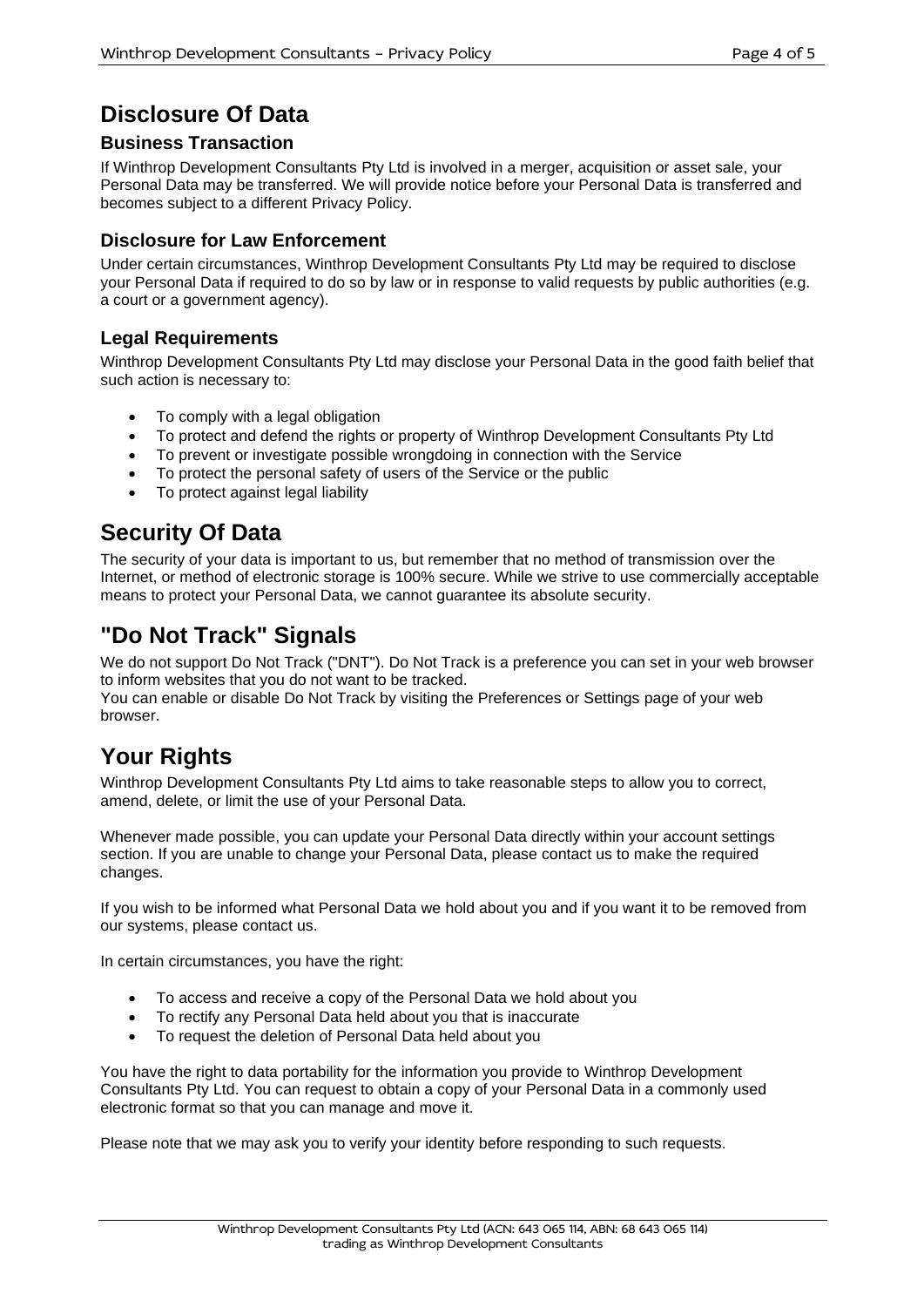# Disclosure Of Data

## Business Transaction

If Winthrop Development Consultants Pty Ltd is involved in a merger, acquisition or asset sale, your Personal Data may be transferred. We will provide notice before your Personal Data is transferred and becomes subject to a different Privacy Policy.

## Disclosure for Law Enforcement

Under certain circumstances, Winthrop Development Consultants Pty Ltd may be required to disclose your Personal Data if required to do so by law or in response to valid requests by public authorities (e.g. a court or a government agency).

## Legal Requirements

Winthrop Development Consultants Pty Ltd may disclose your Personal Data in the good faith belief that such action is necessary to:

- To comply with a legal obligation
- To protect and defend the rights or property of Winthrop Development Consultants Pty Ltd
- To prevent or investigate possible wrongdoing in connection with the Service
- To protect the personal safety of users of the Service or the public
- To protect against legal liability

# Security Of Data

The security of your data is important to us, but remember that no method of transmission over the Internet, or method of electronic storage is 100% secure. While we strive to use commercially acceptable means to protect your Personal Data, we cannot guarantee its absolute security.

# "Do Not Track" Signals

We do not support Do Not Track ("DNT"). Do Not Track is a preference you can set in your web browser to inform websites that you do not want to be tracked.
You can enable or disable Do Not Track by visiting the Preferences or Settings page of your web browser.

# Your Rights

Winthrop Development Consultants Pty Ltd aims to take reasonable steps to allow you to correct, amend, delete, or limit the use of your Personal Data.

Whenever made possible, you can update your Personal Data directly within your account settings section. If you are unable to change your Personal Data, please contact us to make the required changes.

If you wish to be informed what Personal Data we hold about you and if you want it to be removed from our systems, please contact us.

In certain circumstances, you have the right:

- To access and receive a copy of the Personal Data we hold about you
- To rectify any Personal Data held about you that is inaccurate
- To request the deletion of Personal Data held about you

You have the right to data portability for the information you provide to Winthrop Development Consultants Pty Ltd. You can request to obtain a copy of your Personal Data in a commonly used electronic format so that you can manage and move it.

Please note that we may ask you to verify your identity before responding to such requests.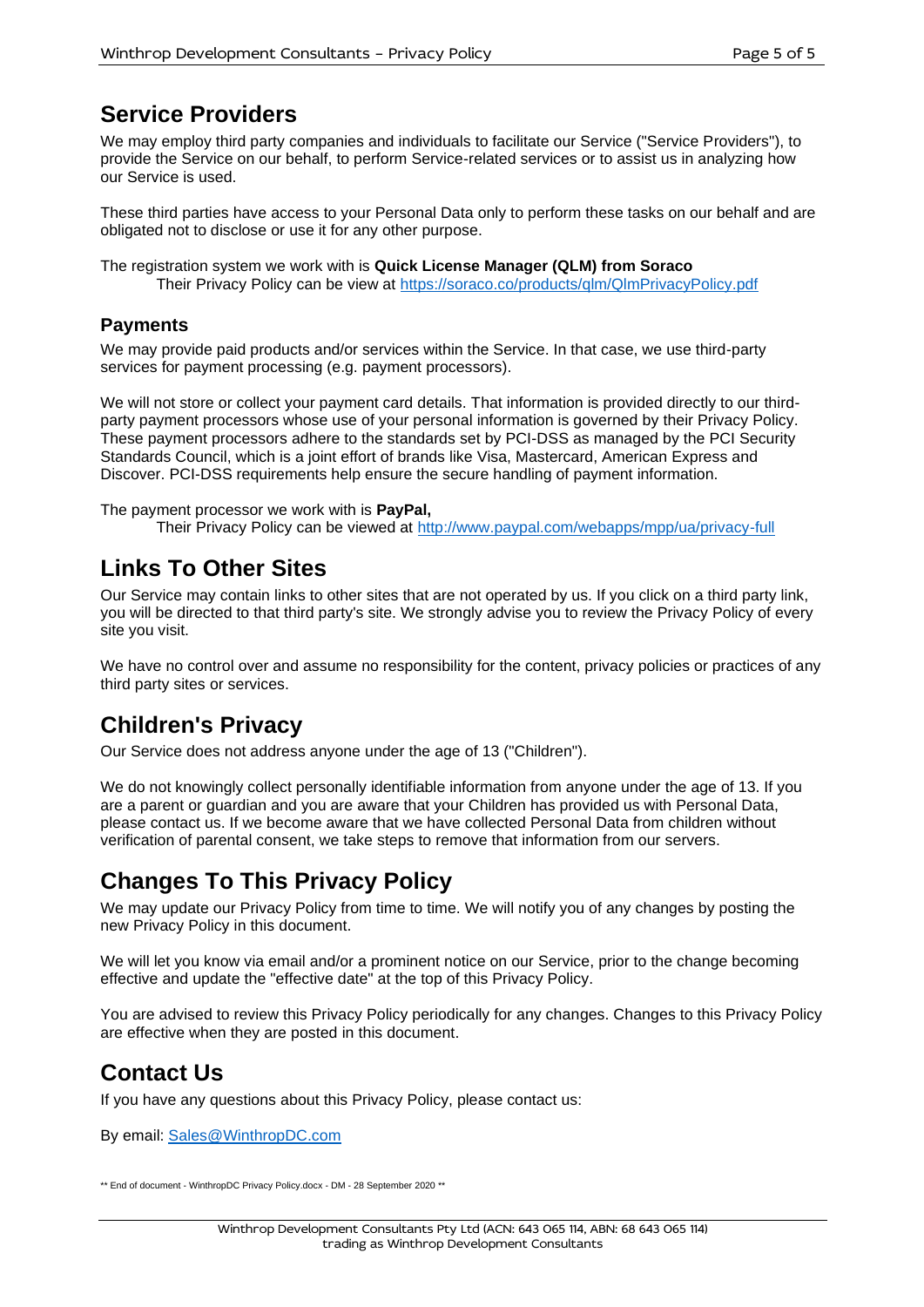## Service Providers

We may employ third party companies and individuals to facilitate our Service ("Service Providers"), to provide the Service on our behalf, to perform Service-related services or to assist us in analyzing how our Service is used.

These third parties have access to your Personal Data only to perform these tasks on our behalf and are obligated not to disclose or use it for any other purpose.

The registration system we work with is **Quick License Manager (QLM) from Soraco**
Their Privacy Policy can be view at https://soraco.co/products/qlm/QlmPrivacyPolicy.pdf

### Payments

We may provide paid products and/or services within the Service. In that case, we use third-party services for payment processing (e.g. payment processors).

We will not store or collect your payment card details. That information is provided directly to our third-party payment processors whose use of your personal information is governed by their Privacy Policy. These payment processors adhere to the standards set by PCI-DSS as managed by the PCI Security Standards Council, which is a joint effort of brands like Visa, Mastercard, American Express and Discover. PCI-DSS requirements help ensure the secure handling of payment information.

The payment processor we work with is **PayPal,**
Their Privacy Policy can be viewed at http://www.paypal.com/webapps/mpp/ua/privacy-full

## Links To Other Sites

Our Service may contain links to other sites that are not operated by us. If you click on a third party link, you will be directed to that third party's site. We strongly advise you to review the Privacy Policy of every site you visit.

We have no control over and assume no responsibility for the content, privacy policies or practices of any third party sites or services.

## Children's Privacy

Our Service does not address anyone under the age of 13 ("Children").

We do not knowingly collect personally identifiable information from anyone under the age of 13. If you are a parent or guardian and you are aware that your Children has provided us with Personal Data, please contact us. If we become aware that we have collected Personal Data from children without verification of parental consent, we take steps to remove that information from our servers.

## Changes To This Privacy Policy

We may update our Privacy Policy from time to time. We will notify you of any changes by posting the new Privacy Policy in this document.

We will let you know via email and/or a prominent notice on our Service, prior to the change becoming effective and update the "effective date" at the top of this Privacy Policy.

You are advised to review this Privacy Policy periodically for any changes. Changes to this Privacy Policy are effective when they are posted in this document.

## Contact Us

If you have any questions about this Privacy Policy, please contact us:

By email: Sales@WinthropDC.com

** End of document - WinthropDC Privacy Policy.docx - DM - 28 September 2020 **